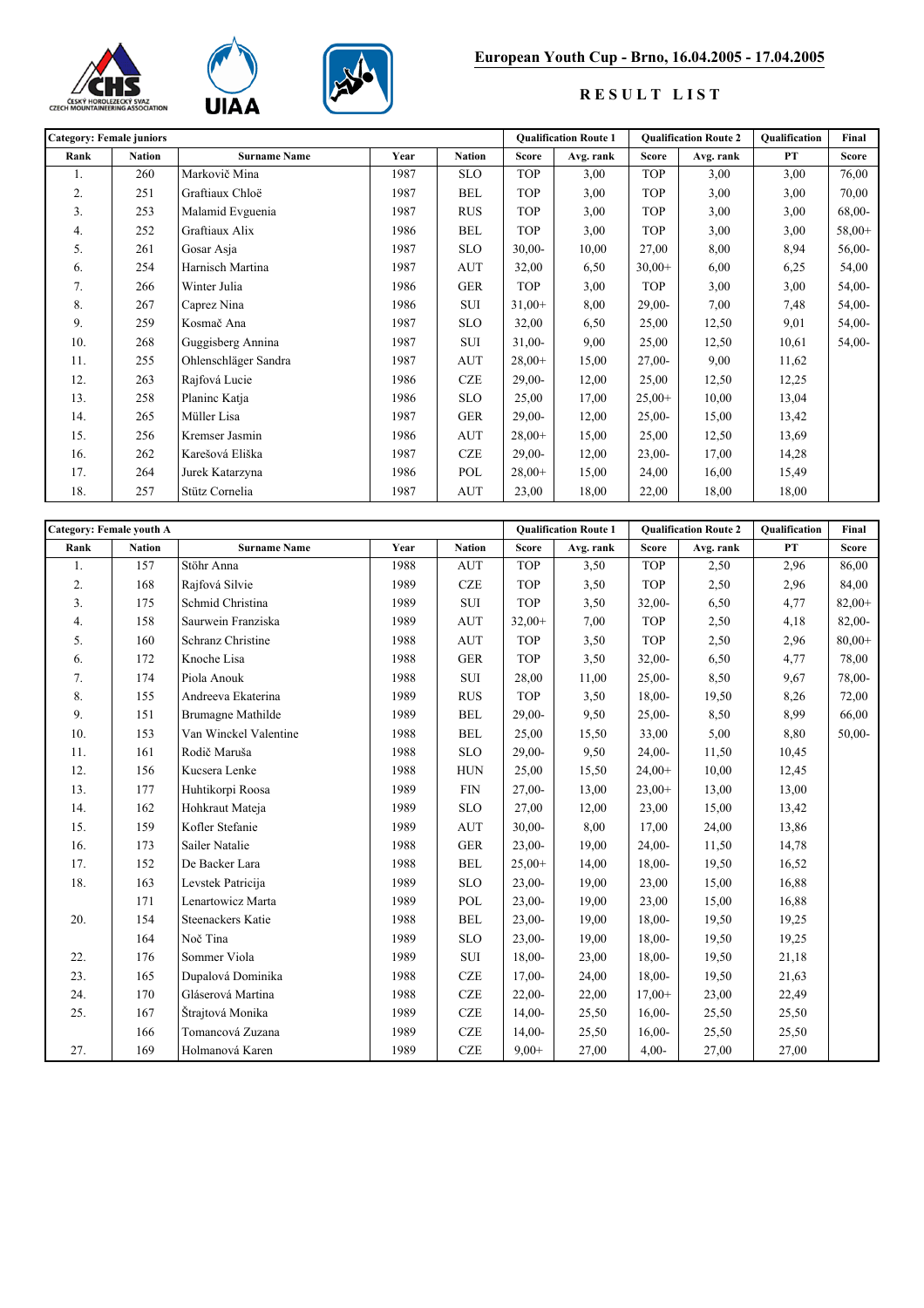# European Youth Cup - Brno, 16.04.2005 - 17.04.2005

## RESULT LIST

| Category: Female juniors | | | | | Qualification Route 1 | | Qualification Route 2 | | Qualification | Final |
|---|---|---|---|---|---|---|---|---|---|---|
| Rank | Nation | Surname Name | Year | Nation | Score | Avg. rank | Score | Avg. rank | PT | Score |
| 1. | 260 | Markovič Mina | 1987 | SLO | TOP | 3,00 | TOP | 3,00 | 3,00 | 76,00 |
| 2. | 251 | Graftiaux Chloë | 1987 | BEL | TOP | 3,00 | TOP | 3,00 | 3,00 | 70,00 |
| 3. | 253 | Malamid Evguenia | 1987 | RUS | TOP | 3,00 | TOP | 3,00 | 3,00 | 68,00- |
| 4. | 252 | Graftiaux Alix | 1986 | BEL | TOP | 3,00 | TOP | 3,00 | 3,00 | 58,00+ |
| 5. | 261 | Gosar Asja | 1987 | SLO | 30,00- | 10,00 | 27,00 | 8,00 | 8,94 | 56,00- |
| 6. | 254 | Harnisch Martina | 1987 | AUT | 32,00 | 6,50 | 30,00+ | 6,00 | 6,25 | 54,00 |
| 7. | 266 | Winter Julia | 1986 | GER | TOP | 3,00 | TOP | 3,00 | 3,00 | 54,00- |
| 8. | 267 | Caprez Nina | 1986 | SUI | 31,00+ | 8,00 | 29,00- | 7,00 | 7,48 | 54,00- |
| 9. | 259 | Kosmač Ana | 1987 | SLO | 32,00 | 6,50 | 25,00 | 12,50 | 9,01 | 54,00- |
| 10. | 268 | Guggisberg Annina | 1987 | SUI | 31,00- | 9,00 | 25,00 | 12,50 | 10,61 | 54,00- |
| 11. | 255 | Ohlenschläger Sandra | 1987 | AUT | 28,00+ | 15,00 | 27,00- | 9,00 | 11,62 | |
| 12. | 263 | Rajfová Lucie | 1986 | CZE | 29,00- | 12,00 | 25,00 | 12,50 | 12,25 | |
| 13. | 258 | Planinc Katja | 1986 | SLO | 25,00 | 17,00 | 25,00+ | 10,00 | 13,04 | |
| 14. | 265 | Müller Lisa | 1987 | GER | 29,00- | 12,00 | 25,00- | 15,00 | 13,42 | |
| 15. | 256 | Kremser Jasmin | 1986 | AUT | 28,00+ | 15,00 | 25,00 | 12,50 | 13,69 | |
| 16. | 262 | Karešová Eliška | 1987 | CZE | 29,00- | 12,00 | 23,00- | 17,00 | 14,28 | |
| 17. | 264 | Jurek Katarzyna | 1986 | POL | 28,00+ | 15,00 | 24,00 | 16,00 | 15,49 | |
| 18. | 257 | Stütz Cornelia | 1987 | AUT | 23,00 | 18,00 | 22,00 | 18,00 | 18,00 | |

| Category: Female youth A | | | | | Qualification Route 1 | | Qualification Route 2 | | Qualification | Final |
|---|---|---|---|---|---|---|---|---|---|---|
| Rank | Nation | Surname Name | Year | Nation | Score | Avg. rank | Score | Avg. rank | PT | Score |
| 1. | 157 | Stöhr Anna | 1988 | AUT | TOP | 3,50 | TOP | 2,50 | 2,96 | 86,00 |
| 2. | 168 | Rajfová Silvie | 1989 | CZE | TOP | 3,50 | TOP | 2,50 | 2,96 | 84,00 |
| 3. | 175 | Schmid Christina | 1989 | SUI | TOP | 3,50 | 32,00- | 6,50 | 4,77 | 82,00+ |
| 4. | 158 | Saurwein Franziska | 1989 | AUT | 32,00+ | 7,00 | TOP | 2,50 | 4,18 | 82,00- |
| 5. | 160 | Schranz Christine | 1988 | AUT | TOP | 3,50 | TOP | 2,50 | 2,96 | 80,00+ |
| 6. | 172 | Knoche Lisa | 1988 | GER | TOP | 3,50 | 32,00- | 6,50 | 4,77 | 78,00 |
| 7. | 174 | Piola Anouk | 1988 | SUI | 28,00 | 11,00 | 25,00- | 8,50 | 9,67 | 78,00- |
| 8. | 155 | Andreeva Ekaterina | 1989 | RUS | TOP | 3,50 | 18,00- | 19,50 | 8,26 | 72,00 |
| 9. | 151 | Brumagne Mathilde | 1989 | BEL | 29,00- | 9,50 | 25,00- | 8,50 | 8,99 | 66,00 |
| 10. | 153 | Van Winckel Valentine | 1988 | BEL | 25,00 | 15,50 | 33,00 | 5,00 | 8,80 | 50,00- |
| 11. | 161 | Rodič Maruša | 1988 | SLO | 29,00- | 9,50 | 24,00- | 11,50 | 10,45 | |
| 12. | 156 | Kucsera Lenke | 1988 | HUN | 25,00 | 15,50 | 24,00+ | 10,00 | 12,45 | |
| 13. | 177 | Huhtikorpi Roosa | 1989 | FIN | 27,00- | 13,00 | 23,00+ | 13,00 | 13,00 | |
| 14. | 162 | Hohkraut Mateja | 1989 | SLO | 27,00 | 12,00 | 23,00 | 15,00 | 13,42 | |
| 15. | 159 | Kofler Stefanie | 1989 | AUT | 30,00- | 8,00 | 17,00 | 24,00 | 13,86 | |
| 16. | 173 | Sailer Natalie | 1988 | GER | 23,00- | 19,00 | 24,00- | 11,50 | 14,78 | |
| 17. | 152 | De Backer Lara | 1988 | BEL | 25,00+ | 14,00 | 18,00- | 19,50 | 16,52 | |
| 18. | 163 | Levstek Patricija | 1989 | SLO | 23,00- | 19,00 | 23,00 | 15,00 | 16,88 | |
| | 171 | Lenartowicz Marta | 1989 | POL | 23,00- | 19,00 | 23,00 | 15,00 | 16,88 | |
| 20. | 154 | Steenackers Katie | 1988 | BEL | 23,00- | 19,00 | 18,00- | 19,50 | 19,25 | |
| | 164 | Noč Tina | 1989 | SLO | 23,00- | 19,00 | 18,00- | 19,50 | 19,25 | |
| 22. | 176 | Sommer Viola | 1989 | SUI | 18,00- | 23,00 | 18,00- | 19,50 | 21,18 | |
| 23. | 165 | Dupalová Dominika | 1988 | CZE | 17,00- | 24,00 | 18,00- | 19,50 | 21,63 | |
| 24. | 170 | Gláserová Martina | 1988 | CZE | 22,00- | 22,00 | 17,00+ | 23,00 | 22,49 | |
| 25. | 167 | Štrajtová Monika | 1989 | CZE | 14,00- | 25,50 | 16,00- | 25,50 | 25,50 | |
| | 166 | Tomancová Zuzana | 1989 | CZE | 14,00- | 25,50 | 16,00- | 25,50 | 25,50 | |
| 27. | 169 | Holmanová Karen | 1989 | CZE | 9,00+ | 27,00 | 4,00- | 27,00 | 27,00 | |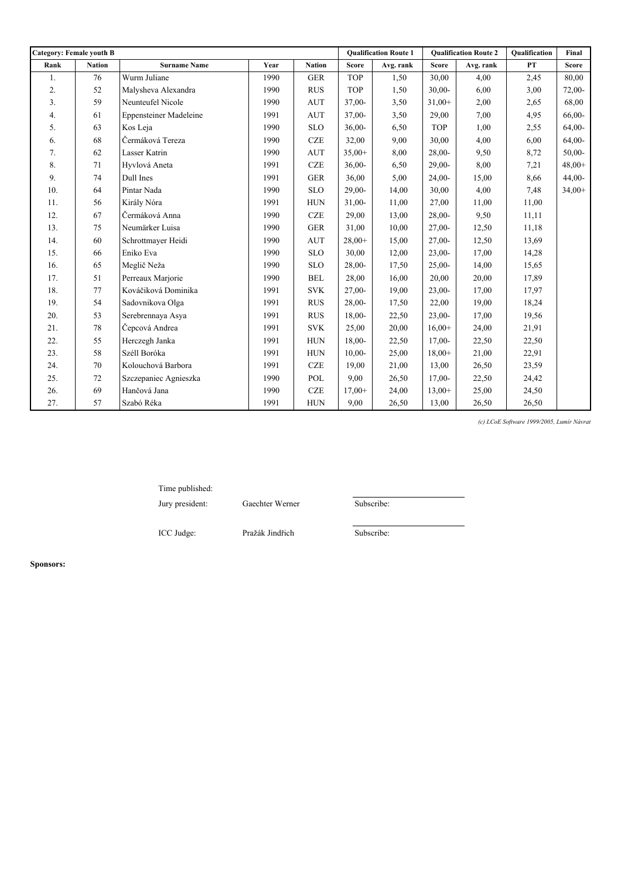| Category: Female youth B | | | | | Qualification Route 1 | | Qualification Route 2 | | Qualification | Final |
|---|---|---|---|---|---|---|---|---|---|---|
| Rank | Nation | Surname Name | Year | Nation | Score | Avg. rank | Score | Avg. rank | PT | Score |
| 1. | 76 | Wurm Juliane | 1990 | GER | TOP | 1,50 | 30,00 | 4,00 | 2,45 | 80,00 |
| 2. | 52 | Malysheva Alexandra | 1990 | RUS | TOP | 1,50 | 30,00- | 6,00 | 3,00 | 72,00- |
| 3. | 59 | Neunteufel Nicole | 1990 | AUT | 37,00- | 3,50 | 31,00+ | 2,00 | 2,65 | 68,00 |
| 4. | 61 | Eppensteiner Madeleine | 1991 | AUT | 37,00- | 3,50 | 29,00 | 7,00 | 4,95 | 66,00- |
| 5. | 63 | Kos Leja | 1990 | SLO | 36,00- | 6,50 | TOP | 1,00 | 2,55 | 64,00- |
| 6. | 68 | Čermáková Tereza | 1990 | CZE | 32,00 | 9,00 | 30,00 | 4,00 | 6,00 | 64,00- |
| 7. | 62 | Lasser Katrin | 1990 | AUT | 35,00+ | 8,00 | 28,00- | 9,50 | 8,72 | 50,00- |
| 8. | 71 | Hyvlová Aneta | 1991 | CZE | 36,00- | 6,50 | 29,00- | 8,00 | 7,21 | 48,00+ |
| 9. | 74 | Dull Ines | 1991 | GER | 36,00 | 5,00 | 24,00- | 15,00 | 8,66 | 44,00- |
| 10. | 64 | Pintar Nada | 1990 | SLO | 29,00- | 14,00 | 30,00 | 4,00 | 7,48 | 34,00+ |
| 11. | 56 | Király Nóra | 1991 | HUN | 31,00- | 11,00 | 27,00 | 11,00 | 11,00 | |
| 12. | 67 | Čermáková Anna | 1990 | CZE | 29,00 | 13,00 | 28,00- | 9,50 | 11,11 | |
| 13. | 75 | Neumärker Luisa | 1990 | GER | 31,00 | 10,00 | 27,00- | 12,50 | 11,18 | |
| 14. | 60 | Schrottmayer Heidi | 1990 | AUT | 28,00+ | 15,00 | 27,00- | 12,50 | 13,69 | |
| 15. | 66 | Eniko Eva | 1990 | SLO | 30,00 | 12,00 | 23,00- | 17,00 | 14,28 | |
| 16. | 65 | Meglič Neža | 1990 | SLO | 28,00- | 17,50 | 25,00- | 14,00 | 15,65 | |
| 17. | 51 | Perreaux Marjorie | 1990 | BEL | 28,00 | 16,00 | 20,00 | 20,00 | 17,89 | |
| 18. | 77 | Kováčiková Dominika | 1991 | SVK | 27,00- | 19,00 | 23,00- | 17,00 | 17,97 | |
| 19. | 54 | Sadovnikova Olga | 1991 | RUS | 28,00- | 17,50 | 22,00 | 19,00 | 18,24 | |
| 20. | 53 | Serebrennaya Asya | 1991 | RUS | 18,00- | 22,50 | 23,00- | 17,00 | 19,56 | |
| 21. | 78 | Čepcová Andrea | 1991 | SVK | 25,00 | 20,00 | 16,00+ | 24,00 | 21,91 | |
| 22. | 55 | Herczegh Janka | 1991 | HUN | 18,00- | 22,50 | 17,00- | 22,50 | 22,50 | |
| 23. | 58 | Széll Boróka | 1991 | HUN | 10,00- | 25,00 | 18,00+ | 21,00 | 22,91 | |
| 24. | 70 | Kolouchová Barbora | 1991 | CZE | 19,00 | 21,00 | 13,00 | 26,50 | 23,59 | |
| 25. | 72 | Szczepaniec Agnieszka | 1990 | POL | 9,00 | 26,50 | 17,00- | 22,50 | 24,42 | |
| 26. | 69 | Hančová Jana | 1990 | CZE | 17,00+ | 24,00 | 13,00+ | 25,00 | 24,50 | |
| 27. | 57 | Szabó Réka | 1991 | HUN | 9,00 | 26,50 | 13,00 | 26,50 | 26,50 | |

*(c) LCoE Software 1999/2005, Lumír Návrat*

Time published:

Jury president: Gaechter Werner Subscribe: ____________________

ICC Judge: Pražák Jindřich Subscribe: ____________________

**Sponsors:**